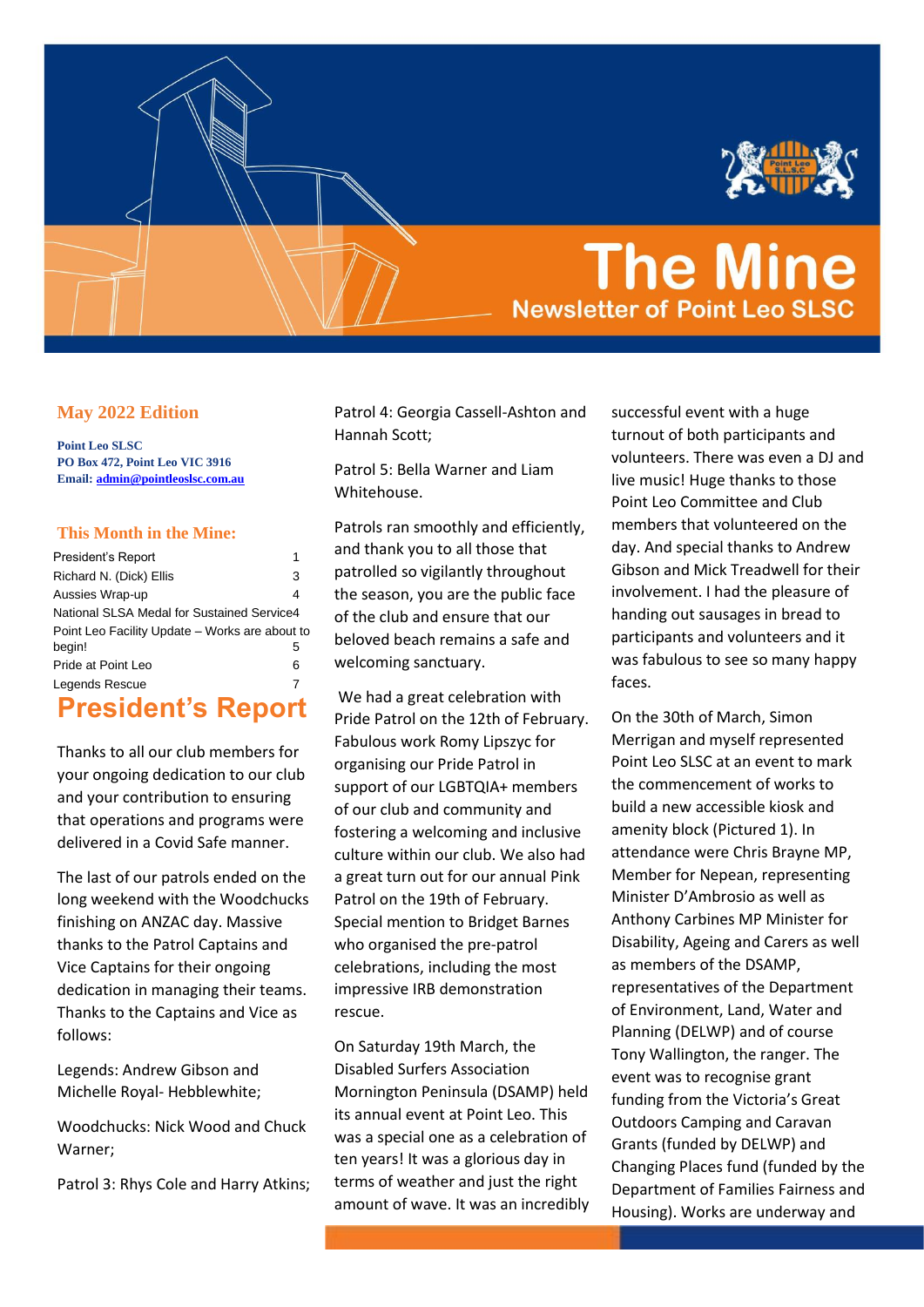# The Mine

## Newsletter of Point Leo SLSC

### May 2022 Edition

**Point Leo SLSC**
**PO Box 472, Point Leo VIC 3916**
**Email: admin@pointleoslsc.com.au**

### This Month in the Mine:

| | |
|---|---|
| President's Report | 1 |
| Richard N. (Dick) Ellis | 3 |
| Aussies Wrap-up | 4 |
| National SLSA Medal for Sustained Service | 4 |
| Point Leo Facility Update – Works are about to begin! | 5 |
| Pride at Point Leo | 6 |
| Legends Rescue | 7 |

# President's Report

Thanks to all our club members for your ongoing dedication to our club and your contribution to ensuring that operations and programs were delivered in a Covid Safe manner.

The last of our patrols ended on the long weekend with the Woodchucks finishing on ANZAC day. Massive thanks to the Patrol Captains and Vice Captains for their ongoing dedication in managing their teams. Thanks to the Captains and Vice as follows:

Legends: Andrew Gibson and Michelle Royal- Hebblewhite;

Woodchucks: Nick Wood and Chuck Warner;

Patrol 3: Rhys Cole and Harry Atkins;

Patrol 4: Georgia Cassell-Ashton and Hannah Scott;

Patrol 5: Bella Warner and Liam Whitehouse.

Patrols ran smoothly and efficiently, and thank you to all those that patrolled so vigilantly throughout the season, you are the public face of the club and ensure that our beloved beach remains a safe and welcoming sanctuary.

We had a great celebration with Pride Patrol on the 12th of February. Fabulous work Romy Lipszyc for organising our Pride Patrol in support of our LGBTQIA+ members of our club and community and fostering a welcoming and inclusive culture within our club. We also had a great turn out for our annual Pink Patrol on the 19th of February. Special mention to Bridget Barnes who organised the pre-patrol celebrations, including the most impressive IRB demonstration rescue.

On Saturday 19th March, the Disabled Surfers Association Mornington Peninsula (DSAMP) held its annual event at Point Leo. This was a special one as a celebration of ten years! It was a glorious day in terms of weather and just the right amount of wave. It was an incredibly successful event with a huge turnout of both participants and volunteers. There was even a DJ and live music! Huge thanks to those Point Leo Committee and Club members that volunteered on the day. And special thanks to Andrew Gibson and Mick Treadwell for their involvement. I had the pleasure of handing out sausages in bread to participants and volunteers and it was fabulous to see so many happy faces.

On the 30th of March, Simon Merrigan and myself represented Point Leo SLSC at an event to mark the commencement of works to build a new accessible kiosk and amenity block (Pictured 1). In attendance were Chris Brayne MP, Member for Nepean, representing Minister D'Ambrosio as well as Anthony Carbines MP Minister for Disability, Ageing and Carers as well as members of the DSAMP, representatives of the Department of Environment, Land, Water and Planning (DELWP) and of course Tony Wallington, the ranger. The event was to recognise grant funding from the Victoria's Great Outdoors Camping and Caravan Grants (funded by DELWP) and Changing Places fund (funded by the Department of Families Fairness and Housing). Works are underway and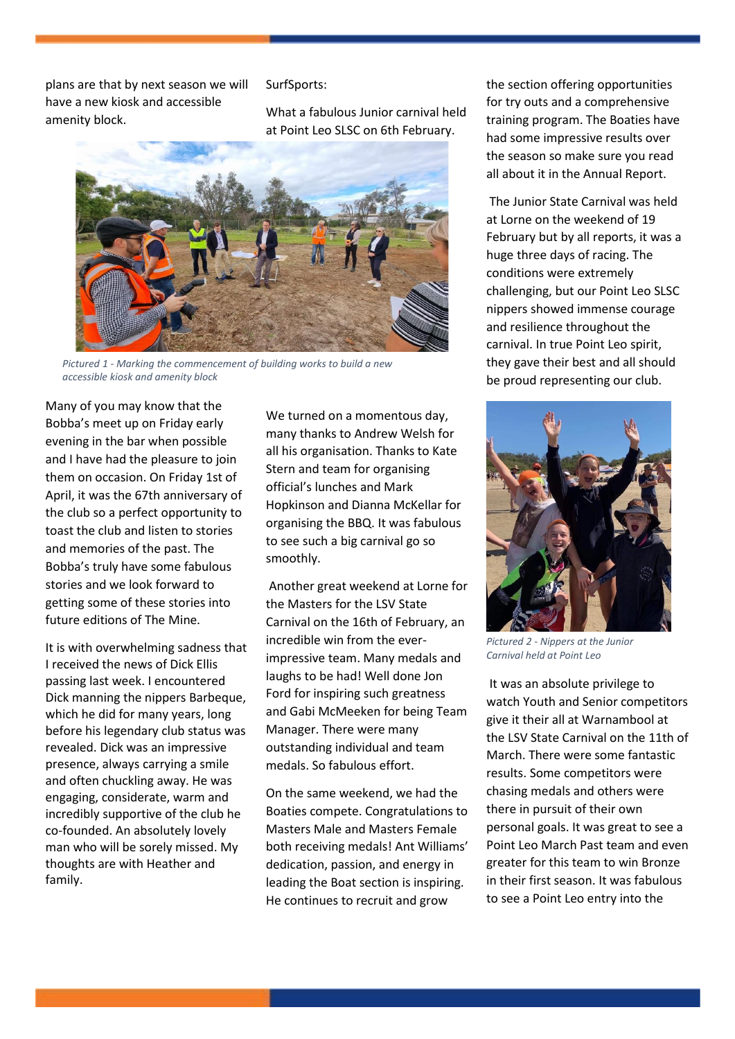plans are that by next season we will have a new kiosk and accessible amenity block.

*Pictured 1 - Marking the commencement of building works to build a new accessible kiosk and amenity block*

Many of you may know that the Bobba's meet up on Friday early evening in the bar when possible and I have had the pleasure to join them on occasion. On Friday 1st of April, it was the 67th anniversary of the club so a perfect opportunity to toast the club and listen to stories and memories of the past. The Bobba's truly have some fabulous stories and we look forward to getting some of these stories into future editions of The Mine.

It is with overwhelming sadness that I received the news of Dick Ellis passing last week. I encountered Dick manning the nippers Barbeque, which he did for many years, long before his legendary club status was revealed. Dick was an impressive presence, always carrying a smile and often chuckling away. He was engaging, considerate, warm and incredibly supportive of the club he co-founded. An absolutely lovely man who will be sorely missed. My thoughts are with Heather and family.

SurfSports:

What a fabulous Junior carnival held at Point Leo SLSC on 6th February.

We turned on a momentous day, many thanks to Andrew Welsh for all his organisation. Thanks to Kate Stern and team for organising official's lunches and Mark Hopkinson and Dianna McKellar for organising the BBQ. It was fabulous to see such a big carnival go so smoothly.

Another great weekend at Lorne for the Masters for the LSV State Carnival on the 16th of February, an incredible win from the ever-impressive team. Many medals and laughs to be had! Well done Jon Ford for inspiring such greatness and Gabi McMeeken for being Team Manager. There were many outstanding individual and team medals. So fabulous effort.

On the same weekend, we had the Boaties compete. Congratulations to Masters Male and Masters Female both receiving medals! Ant Williams' dedication, passion, and energy in leading the Boat section is inspiring. He continues to recruit and grow the section offering opportunities for try outs and a comprehensive training program. The Boaties have had some impressive results over the season so make sure you read all about it in the Annual Report.

The Junior State Carnival was held at Lorne on the weekend of 19 February but by all reports, it was a huge three days of racing. The conditions were extremely challenging, but our Point Leo SLSC nippers showed immense courage and resilience throughout the carnival. In true Point Leo spirit, they gave their best and all should be proud representing our club.

*Pictured 2 - Nippers at the Junior Carnival held at Point Leo*

It was an absolute privilege to watch Youth and Senior competitors give it their all at Warnambool at the LSV State Carnival on the 11th of March. There were some fantastic results. Some competitors were chasing medals and others were there in pursuit of their own personal goals. It was great to see a Point Leo March Past team and even greater for this team to win Bronze in their first season. It was fabulous to see a Point Leo entry into the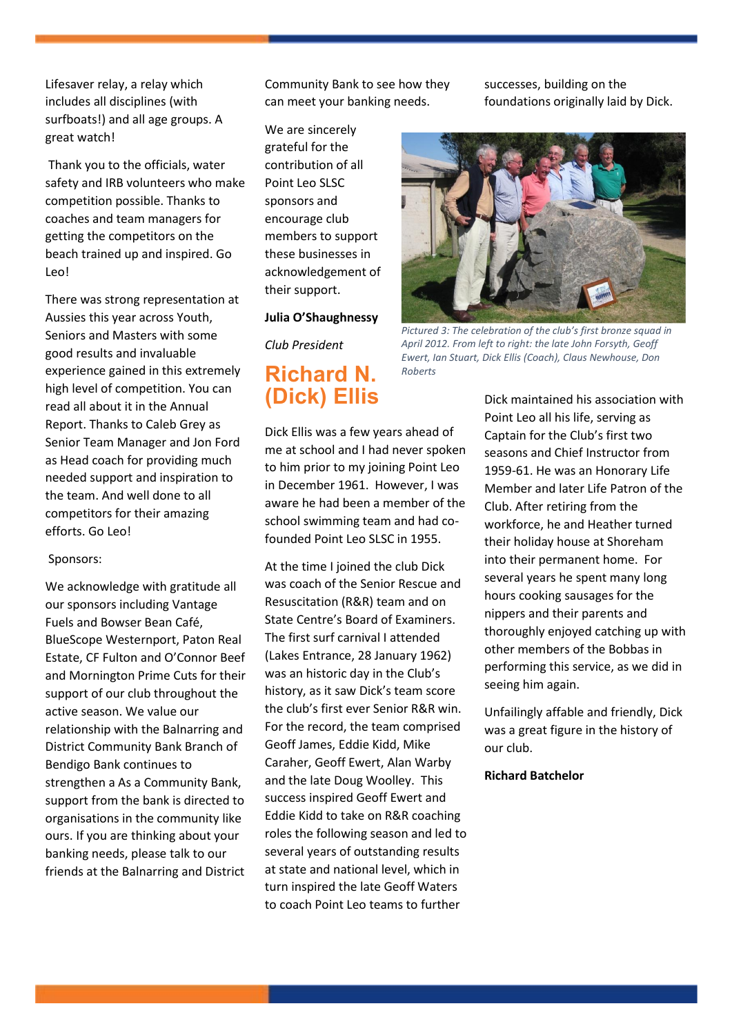Lifesaver relay, a relay which includes all disciplines (with surfboats!) and all age groups. A great watch!

Thank you to the officials, water safety and IRB volunteers who make competition possible. Thanks to coaches and team managers for getting the competitors on the beach trained up and inspired. Go Leo!

There was strong representation at Aussies this year across Youth, Seniors and Masters with some good results and invaluable experience gained in this extremely high level of competition. You can read all about it in the Annual Report. Thanks to Caleb Grey as Senior Team Manager and Jon Ford as Head coach for providing much needed support and inspiration to the team. And well done to all competitors for their amazing efforts. Go Leo!

Sponsors:

We acknowledge with gratitude all our sponsors including Vantage Fuels and Bowser Bean Café, BlueScope Westernport, Paton Real Estate, CF Fulton and O'Connor Beef and Mornington Prime Cuts for their support of our club throughout the active season. We value our relationship with the Balnarring and District Community Bank Branch of Bendigo Bank continues to strengthen a As a Community Bank, support from the bank is directed to organisations in the community like ours. If you are thinking about your banking needs, please talk to our friends at the Balnarring and District Community Bank to see how they can meet your banking needs.

We are sincerely grateful for the contribution of all Point Leo SLSC sponsors and encourage club members to support these businesses in acknowledgement of their support.

**Julia O'Shaughnessy**

*Club President*

## Richard N. (Dick) Ellis

Dick Ellis was a few years ahead of me at school and I had never spoken to him prior to my joining Point Leo in December 1961. However, I was aware he had been a member of the school swimming team and had co-founded Point Leo SLSC in 1955.

At the time I joined the club Dick was coach of the Senior Rescue and Resuscitation (R&R) team and on State Centre's Board of Examiners. The first surf carnival I attended (Lakes Entrance, 28 January 1962) was an historic day in the Club's history, as it saw Dick's team score the club's first ever Senior R&R win. For the record, the team comprised Geoff James, Eddie Kidd, Mike Caraher, Geoff Ewert, Alan Warby and the late Doug Woolley. This success inspired Geoff Ewert and Eddie Kidd to take on R&R coaching roles the following season and led to several years of outstanding results at state and national level, which in turn inspired the late Geoff Waters to coach Point Leo teams to further successes, building on the foundations originally laid by Dick.

*Pictured 3: The celebration of the club's first bronze squad in April 2012. From left to right: the late John Forsyth, Geoff Ewert, Ian Stuart, Dick Ellis (Coach), Claus Newhouse, Don Roberts*

Dick maintained his association with Point Leo all his life, serving as Captain for the Club's first two seasons and Chief Instructor from 1959-61. He was an Honorary Life Member and later Life Patron of the Club. After retiring from the workforce, he and Heather turned their holiday house at Shoreham into their permanent home. For several years he spent many long hours cooking sausages for the nippers and their parents and thoroughly enjoyed catching up with other members of the Bobbas in performing this service, as we did in seeing him again.

Unfailingly affable and friendly, Dick was a great figure in the history of our club.

**Richard Batchelor**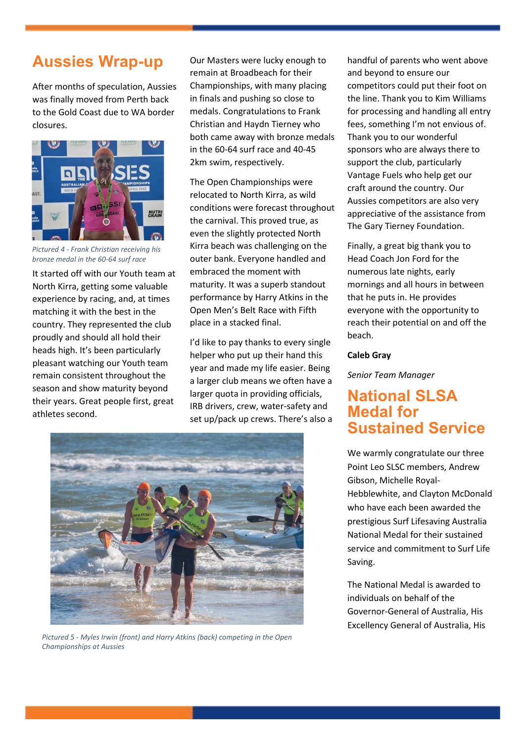# Aussies Wrap-up

After months of speculation, Aussies was finally moved from Perth back to the Gold Coast due to WA border closures.

*Pictured 4 - Frank Christian receiving his bronze medal in the 60-64 surf race*

It started off with our Youth team at North Kirra, getting some valuable experience by racing, and, at times matching it with the best in the country. They represented the club proudly and should all hold their heads high. It's been particularly pleasant watching our Youth team remain consistent throughout the season and show maturity beyond their years. Great people first, great athletes second.

Our Masters were lucky enough to remain at Broadbeach for their Championships, with many placing in finals and pushing so close to medals. Congratulations to Frank Christian and Haydn Tierney who both came away with bronze medals in the 60-64 surf race and 40-45 2km swim, respectively.

The Open Championships were relocated to North Kirra, as wild conditions were forecast throughout the carnival. This proved true, as even the slightly protected North Kirra beach was challenging on the outer bank. Everyone handled and embraced the moment with maturity. It was a superb standout performance by Harry Atkins in the Open Men's Belt Race with Fifth place in a stacked final.

I'd like to pay thanks to every single helper who put up their hand this year and made my life easier. Being a larger club means we often have a larger quota in providing officials, IRB drivers, crew, water-safety and set up/pack up crews. There's also a handful of parents who went above and beyond to ensure our competitors could put their foot on the line. Thank you to Kim Williams for processing and handling all entry fees, something I'm not envious of. Thank you to our wonderful sponsors who are always there to support the club, particularly Vantage Fuels who help get our craft around the country. Our Aussies competitors are also very appreciative of the assistance from The Gary Tierney Foundation.

Finally, a great big thank you to Head Coach Jon Ford for the numerous late nights, early mornings and all hours in between that he puts in. He provides everyone with the opportunity to reach their potential on and off the beach.

**Caleb Gray**

*Senior Team Manager*

*Pictured 5 - Myles Irwin (front) and Harry Atkins (back) competing in the Open Championships at Aussies*

# National SLSA Medal for Sustained Service

We warmly congratulate our three Point Leo SLSC members, Andrew Gibson, Michelle Royal-Hebblewhite, and Clayton McDonald who have each been awarded the prestigious Surf Lifesaving Australia National Medal for their sustained service and commitment to Surf Life Saving.

The National Medal is awarded to individuals on behalf of the Governor-General of Australia, His Excellency General of Australia, His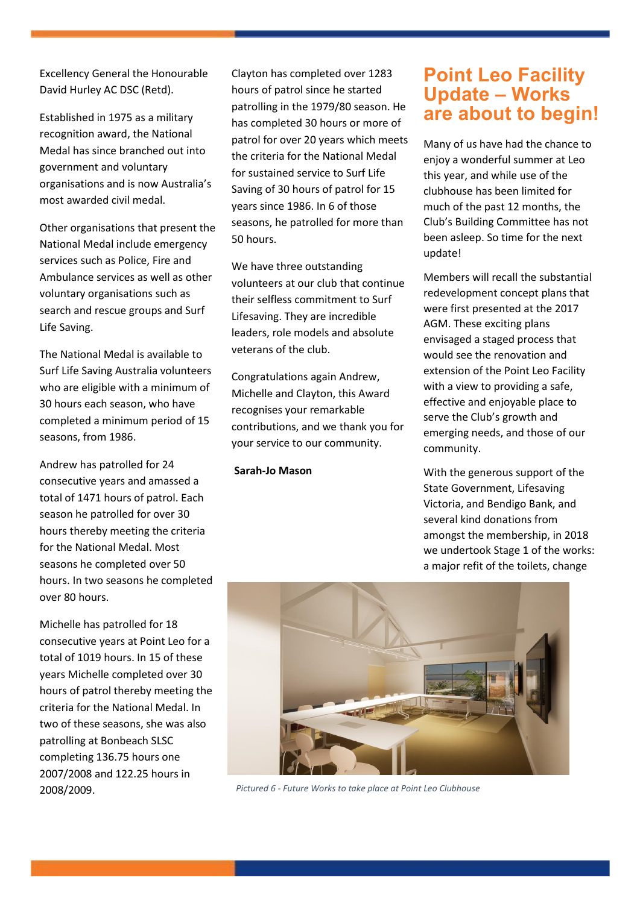Excellency General the Honourable David Hurley AC DSC (Retd).

Established in 1975 as a military recognition award, the National Medal has since branched out into government and voluntary organisations and is now Australia's most awarded civil medal.

Other organisations that present the National Medal include emergency services such as Police, Fire and Ambulance services as well as other voluntary organisations such as search and rescue groups and Surf Life Saving.

The National Medal is available to Surf Life Saving Australia volunteers who are eligible with a minimum of 30 hours each season, who have completed a minimum period of 15 seasons, from 1986.

Andrew has patrolled for 24 consecutive years and amassed a total of 1471 hours of patrol. Each season he patrolled for over 30 hours thereby meeting the criteria for the National Medal. Most seasons he completed over 50 hours. In two seasons he completed over 80 hours.

Michelle has patrolled for 18 consecutive years at Point Leo for a total of 1019 hours. In 15 of these years Michelle completed over 30 hours of patrol thereby meeting the criteria for the National Medal. In two of these seasons, she was also patrolling at Bonbeach SLSC completing 136.75 hours one 2007/2008 and 122.25 hours in 2008/2009.

Clayton has completed over 1283 hours of patrol since he started patrolling in the 1979/80 season. He has completed 30 hours or more of patrol for over 20 years which meets the criteria for the National Medal for sustained service to Surf Life Saving of 30 hours of patrol for 15 years since 1986. In 6 of those seasons, he patrolled for more than 50 hours.

We have three outstanding volunteers at our club that continue their selfless commitment to Surf Lifesaving. They are incredible leaders, role models and absolute veterans of the club.

Congratulations again Andrew, Michelle and Clayton, this Award recognises your remarkable contributions, and we thank you for your service to our community.

**Sarah-Jo Mason**

## Point Leo Facility Update – Works are about to begin!

Many of us have had the chance to enjoy a wonderful summer at Leo this year, and while use of the clubhouse has been limited for much of the past 12 months, the Club's Building Committee has not been asleep. So time for the next update!

Members will recall the substantial redevelopment concept plans that were first presented at the 2017 AGM. These exciting plans envisaged a staged process that would see the renovation and extension of the Point Leo Facility with a view to providing a safe, effective and enjoyable place to serve the Club's growth and emerging needs, and those of our community.

With the generous support of the State Government, Lifesaving Victoria, and Bendigo Bank, and several kind donations from amongst the membership, in 2018 we undertook Stage 1 of the works: a major refit of the toilets, change

*Pictured 6 - Future Works to take place at Point Leo Clubhouse*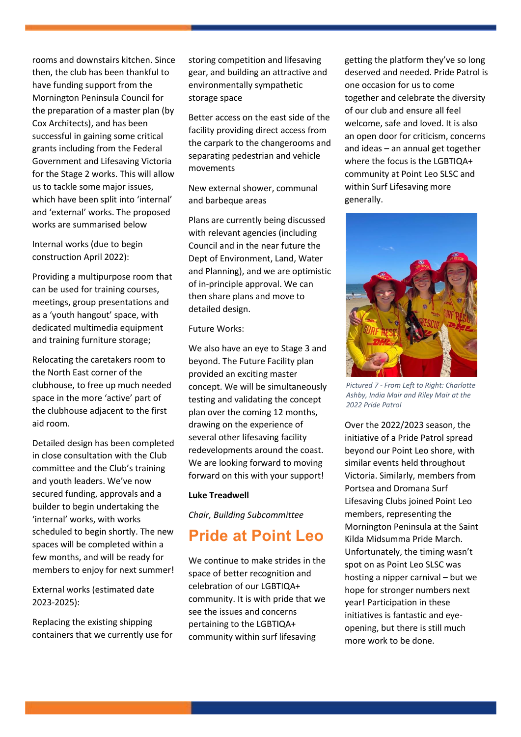rooms and downstairs kitchen. Since then, the club has been thankful to have funding support from the Mornington Peninsula Council for the preparation of a master plan (by Cox Architects), and has been successful in gaining some critical grants including from the Federal Government and Lifesaving Victoria for the Stage 2 works. This will allow us to tackle some major issues, which have been split into 'internal' and 'external' works. The proposed works are summarised below

Internal works (due to begin construction April 2022):

Providing a multipurpose room that can be used for training courses, meetings, group presentations and as a 'youth hangout' space, with dedicated multimedia equipment and training furniture storage;

Relocating the caretakers room to the North East corner of the clubhouse, to free up much needed space in the more 'active' part of the clubhouse adjacent to the first aid room.

Detailed design has been completed in close consultation with the Club committee and the Club's training and youth leaders. We've now secured funding, approvals and a builder to begin undertaking the 'internal' works, with works scheduled to begin shortly. The new spaces will be completed within a few months, and will be ready for members to enjoy for next summer!

External works (estimated date 2023-2025):

Replacing the existing shipping containers that we currently use for storing competition and lifesaving gear, and building an attractive and environmentally sympathetic storage space

Better access on the east side of the facility providing direct access from the carpark to the changerooms and separating pedestrian and vehicle movements

New external shower, communal and barbeque areas

Plans are currently being discussed with relevant agencies (including Council and in the near future the Dept of Environment, Land, Water and Planning), and we are optimistic of in-principle approval. We can then share plans and move to detailed design.

Future Works:

We also have an eye to Stage 3 and beyond. The Future Facility plan provided an exciting master concept. We will be simultaneously testing and validating the concept plan over the coming 12 months, drawing on the experience of several other lifesaving facility redevelopments around the coast. We are looking forward to moving forward on this with your support!

**Luke Treadwell**

*Chair, Building Subcommittee*

## Pride at Point Leo

We continue to make strides in the space of better recognition and celebration of our LGBTIQA+ community. It is with pride that we see the issues and concerns pertaining to the LGBTIQA+ community within surf lifesaving getting the platform they've so long deserved and needed. Pride Patrol is one occasion for us to come together and celebrate the diversity of our club and ensure all feel welcome, safe and loved. It is also an open door for criticism, concerns and ideas – an annual get together where the focus is the LGBTIQA+ community at Point Leo SLSC and within Surf Lifesaving more generally.

*Pictured 7 - From Left to Right: Charlotte Ashby, India Mair and Riley Mair at the 2022 Pride Patrol*

Over the 2022/2023 season, the initiative of a Pride Patrol spread beyond our Point Leo shore, with similar events held throughout Victoria. Similarly, members from Portsea and Dromana Surf Lifesaving Clubs joined Point Leo members, representing the Mornington Peninsula at the Saint Kilda Midsumma Pride March. Unfortunately, the timing wasn't spot on as Point Leo SLSC was hosting a nipper carnival – but we hope for stronger numbers next year! Participation in these initiatives is fantastic and eye-opening, but there is still much more work to be done.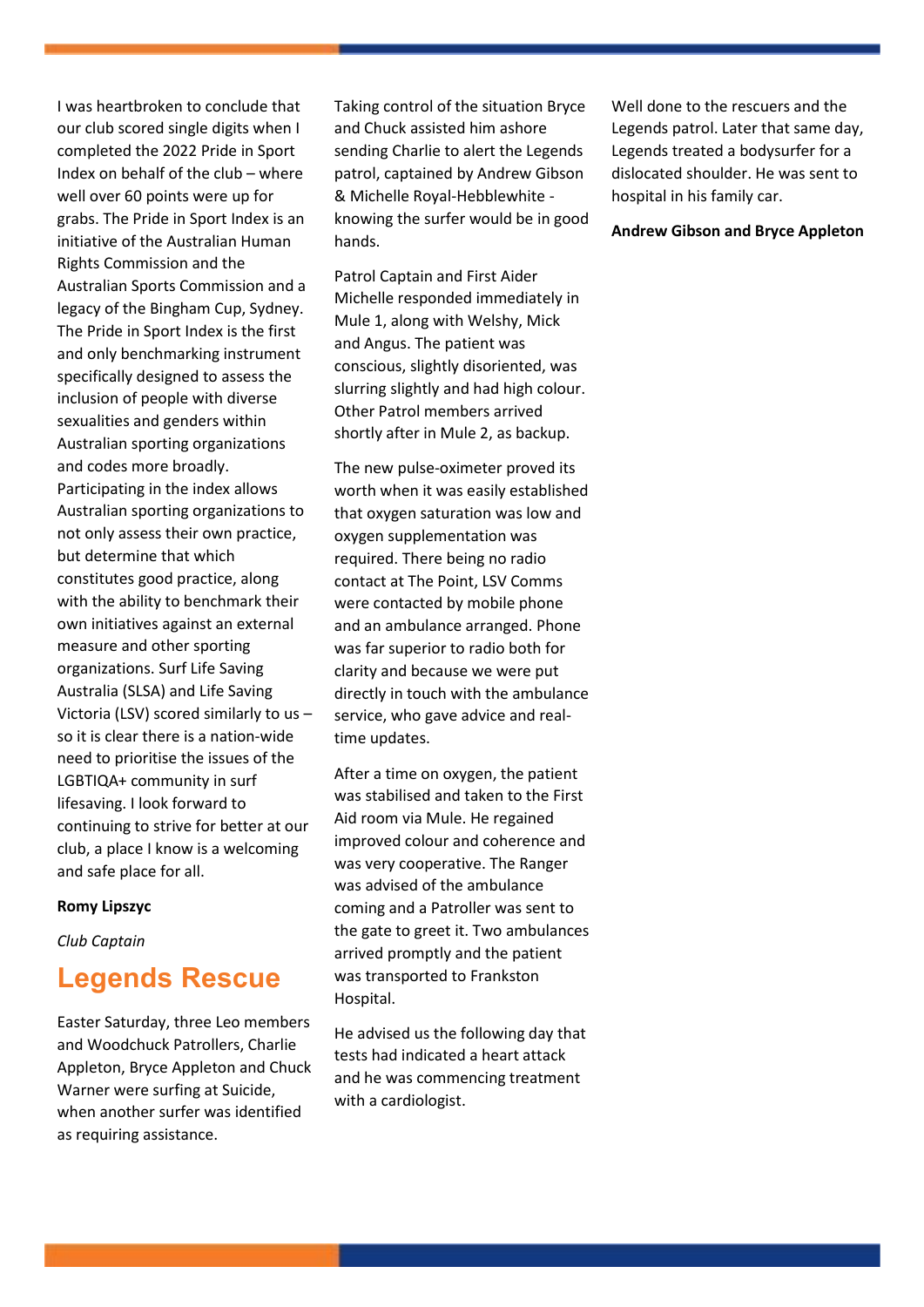I was heartbroken to conclude that our club scored single digits when I completed the 2022 Pride in Sport Index on behalf of the club – where well over 60 points were up for grabs. The Pride in Sport Index is an initiative of the Australian Human Rights Commission and the Australian Sports Commission and a legacy of the Bingham Cup, Sydney. The Pride in Sport Index is the first and only benchmarking instrument specifically designed to assess the inclusion of people with diverse sexualities and genders within Australian sporting organizations and codes more broadly. Participating in the index allows Australian sporting organizations to not only assess their own practice, but determine that which constitutes good practice, along with the ability to benchmark their own initiatives against an external measure and other sporting organizations. Surf Life Saving Australia (SLSA) and Life Saving Victoria (LSV) scored similarly to us – so it is clear there is a nation-wide need to prioritise the issues of the LGBTIQA+ community in surf lifesaving. I look forward to continuing to strive for better at our club, a place I know is a welcoming and safe place for all.

**Romy Lipszyc**

*Club Captain*

## Legends Rescue

Easter Saturday, three Leo members and Woodchuck Patrollers, Charlie Appleton, Bryce Appleton and Chuck Warner were surfing at Suicide, when another surfer was identified as requiring assistance.

Taking control of the situation Bryce and Chuck assisted him ashore sending Charlie to alert the Legends patrol, captained by Andrew Gibson & Michelle Royal-Hebblewhite - knowing the surfer would be in good hands.

Patrol Captain and First Aider Michelle responded immediately in Mule 1, along with Welshy, Mick and Angus. The patient was conscious, slightly disoriented, was slurring slightly and had high colour. Other Patrol members arrived shortly after in Mule 2, as backup.

The new pulse-oximeter proved its worth when it was easily established that oxygen saturation was low and oxygen supplementation was required. There being no radio contact at The Point, LSV Comms were contacted by mobile phone and an ambulance arranged. Phone was far superior to radio both for clarity and because we were put directly in touch with the ambulance service, who gave advice and real-time updates.

After a time on oxygen, the patient was stabilised and taken to the First Aid room via Mule. He regained improved colour and coherence and was very cooperative. The Ranger was advised of the ambulance coming and a Patroller was sent to the gate to greet it. Two ambulances arrived promptly and the patient was transported to Frankston Hospital.

He advised us the following day that tests had indicated a heart attack and he was commencing treatment with a cardiologist.

Well done to the rescuers and the Legends patrol. Later that same day, Legends treated a bodysurfer for a dislocated shoulder. He was sent to hospital in his family car.

**Andrew Gibson and Bryce Appleton**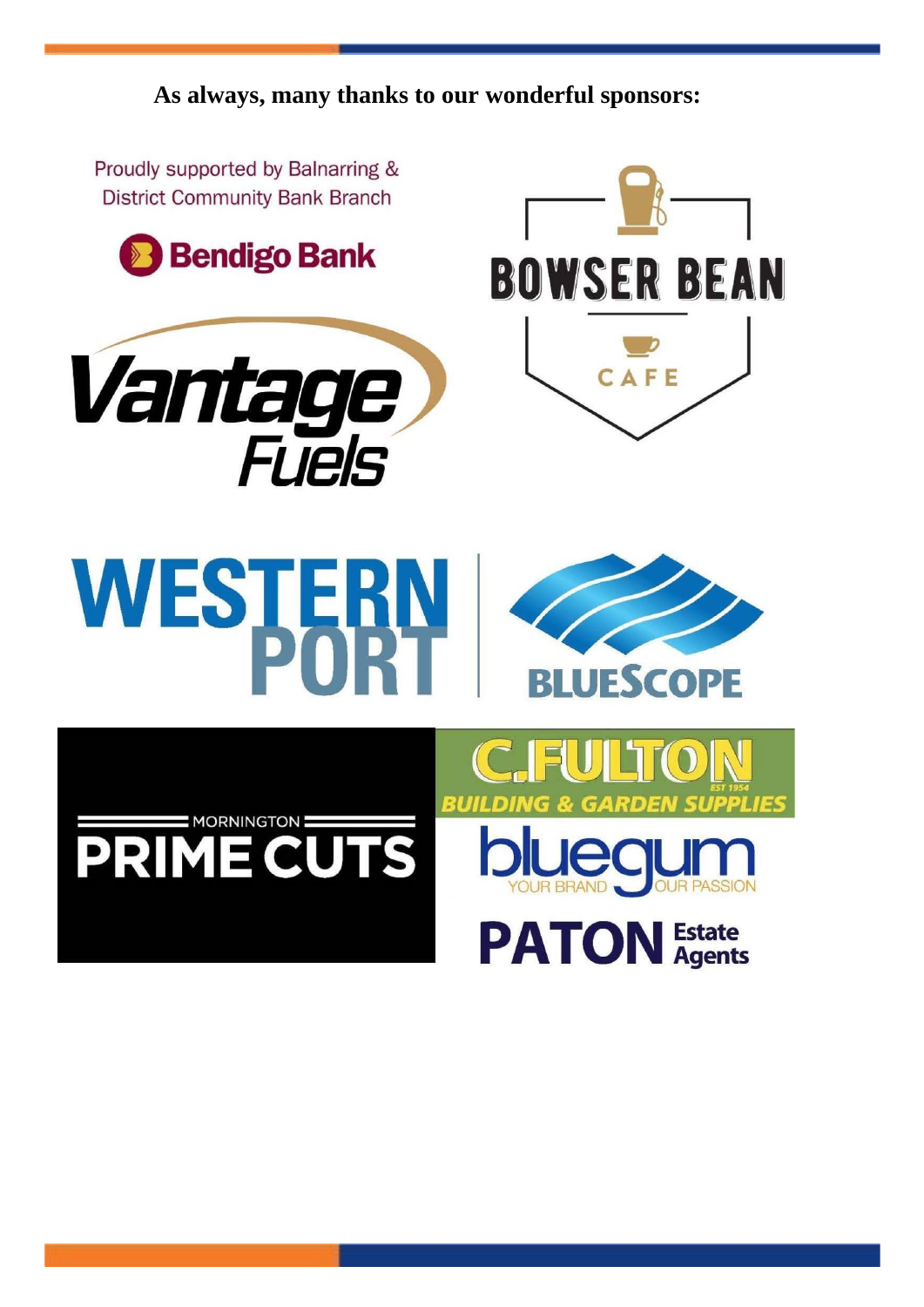**As always, many thanks to our wonderful sponsors:**

Proudly supported by Balnarring & District Community Bank Branch

Bendigo Bank

BOWSER BEAN CAFE

Vantage Fuels

WESTERN PORT | BLUESCOPE

MORNINGTON PRIME CUTS

C.FULTON EST 1954 BUILDING & GARDEN SUPPLIES

bluegum YOUR BRAND OUR PASSION

PATON Estate Agents